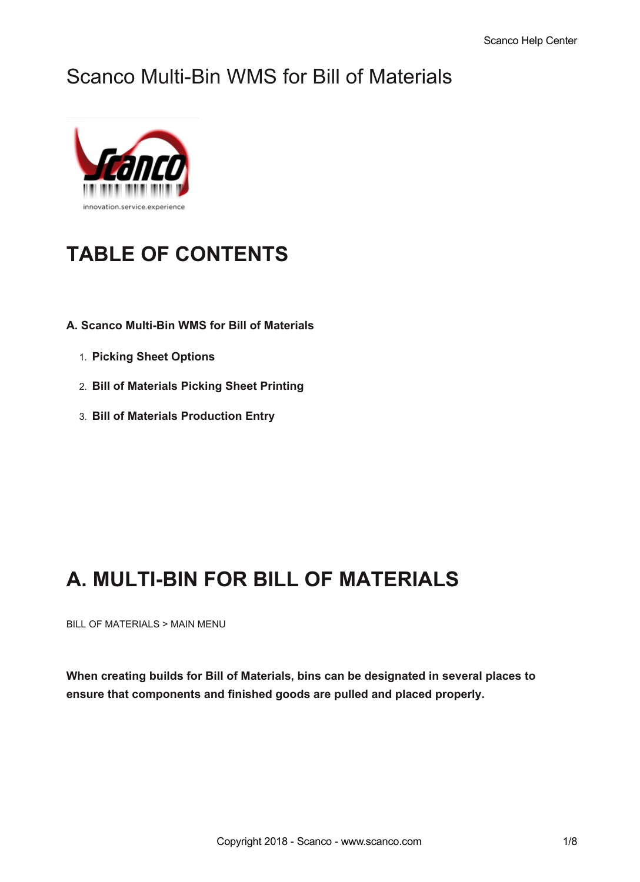# Scanco Multi-Bin WMS for Bill of Materials

## TABLE OF CONTENTS

**A. Scanco Multi-Bin WMS for Bill of Materials**

1. **Picking Sheet Options**
2. **Bill of Materials Picking Sheet Printing**
3. **Bill of Materials Production Entry**

## A. MULTI-BIN FOR BILL OF MATERIALS

BILL OF MATERIALS > MAIN MENU

**When creating builds for Bill of Materials, bins can be designated in several places to ensure that components and finished goods are pulled and placed properly.**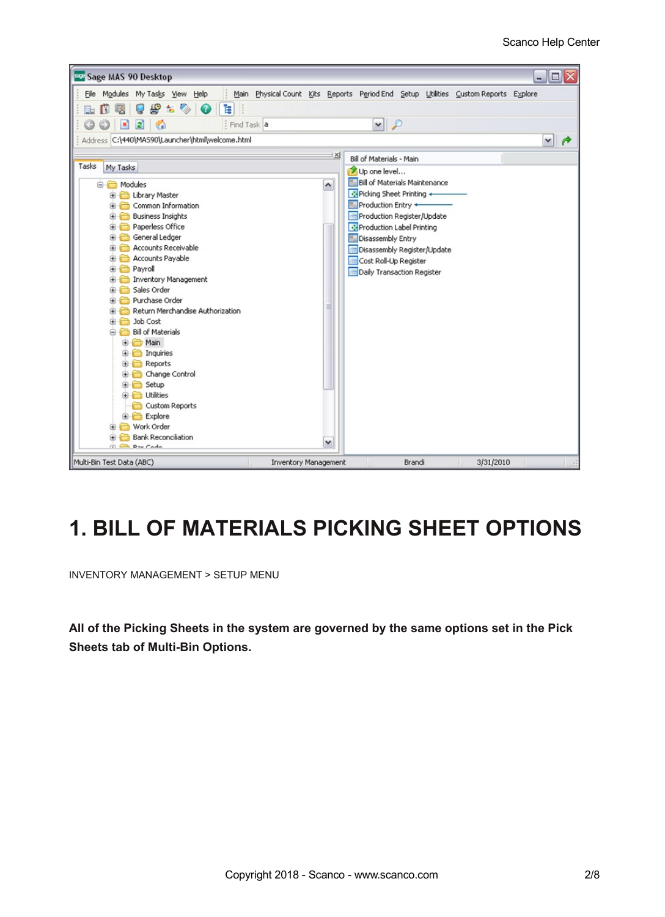# 1. BILL OF MATERIALS PICKING SHEET OPTIONS

INVENTORY MANAGEMENT > SETUP MENU

**All of the Picking Sheets in the system are governed by the same options set in the Pick Sheets tab of Multi-Bin Options.**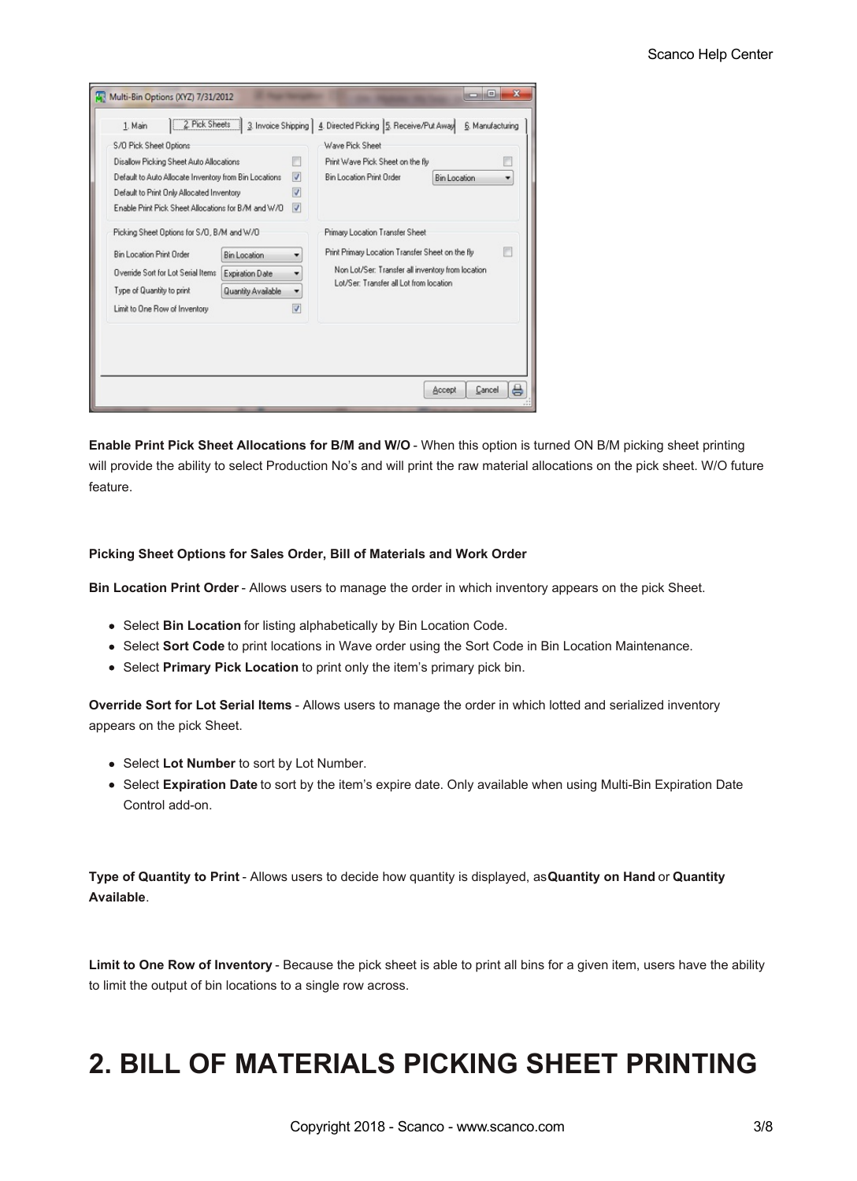**Enable Print Pick Sheet Allocations for B/M and W/O** - When this option is turned ON B/M picking sheet printing will provide the ability to select Production No's and will print the raw material allocations on the pick sheet. W/O future feature.

#### Picking Sheet Options for Sales Order, Bill of Materials and Work Order

**Bin Location Print Order** - Allows users to manage the order in which inventory appears on the pick Sheet.

- Select **Bin Location** for listing alphabetically by Bin Location Code.
- Select **Sort Code** to print locations in Wave order using the Sort Code in Bin Location Maintenance.
- Select **Primary Pick Location** to print only the item's primary pick bin.

**Override Sort for Lot Serial Items** - Allows users to manage the order in which lotted and serialized inventory appears on the pick Sheet.

- Select **Lot Number** to sort by Lot Number.
- Select **Expiration Date** to sort by the item's expire date. Only available when using Multi-Bin Expiration Date Control add-on.

**Type of Quantity to Print** - Allows users to decide how quantity is displayed, as **Quantity on Hand** or **Quantity Available**.

**Limit to One Row of Inventory** - Because the pick sheet is able to print all bins for a given item, users have the ability to limit the output of bin locations to a single row across.

# 2. BILL OF MATERIALS PICKING SHEET PRINTING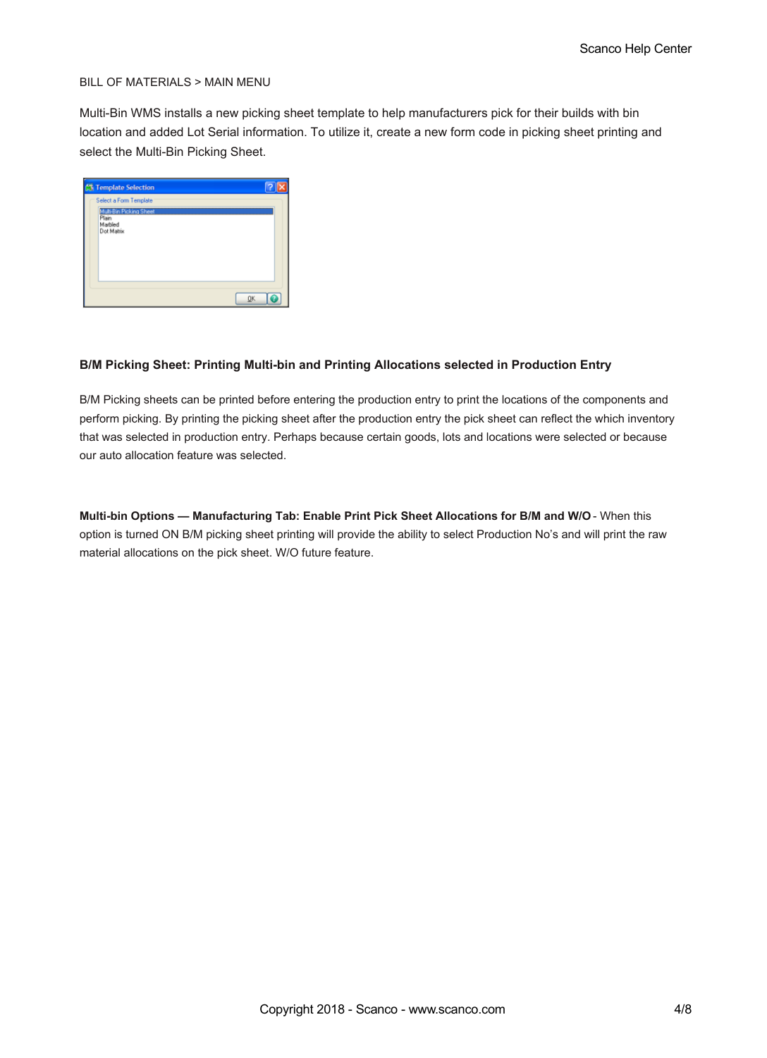BILL OF MATERIALS > MAIN MENU

Multi-Bin WMS installs a new picking sheet template to help manufacturers pick for their builds with bin location and added Lot Serial information. To utilize it, create a new form code in picking sheet printing and select the Multi-Bin Picking Sheet.

### B/M Picking Sheet: Printing Multi-bin and Printing Allocations selected in Production Entry

B/M Picking sheets can be printed before entering the production entry to print the locations of the components and perform picking. By printing the picking sheet after the production entry the pick sheet can reflect the which inventory that was selected in production entry. Perhaps because certain goods, lots and locations were selected or because our auto allocation feature was selected.

**Multi-bin Options — Manufacturing Tab: Enable Print Pick Sheet Allocations for B/M and W/O** - When this option is turned ON B/M picking sheet printing will provide the ability to select Production No's and will print the raw material allocations on the pick sheet. W/O future feature.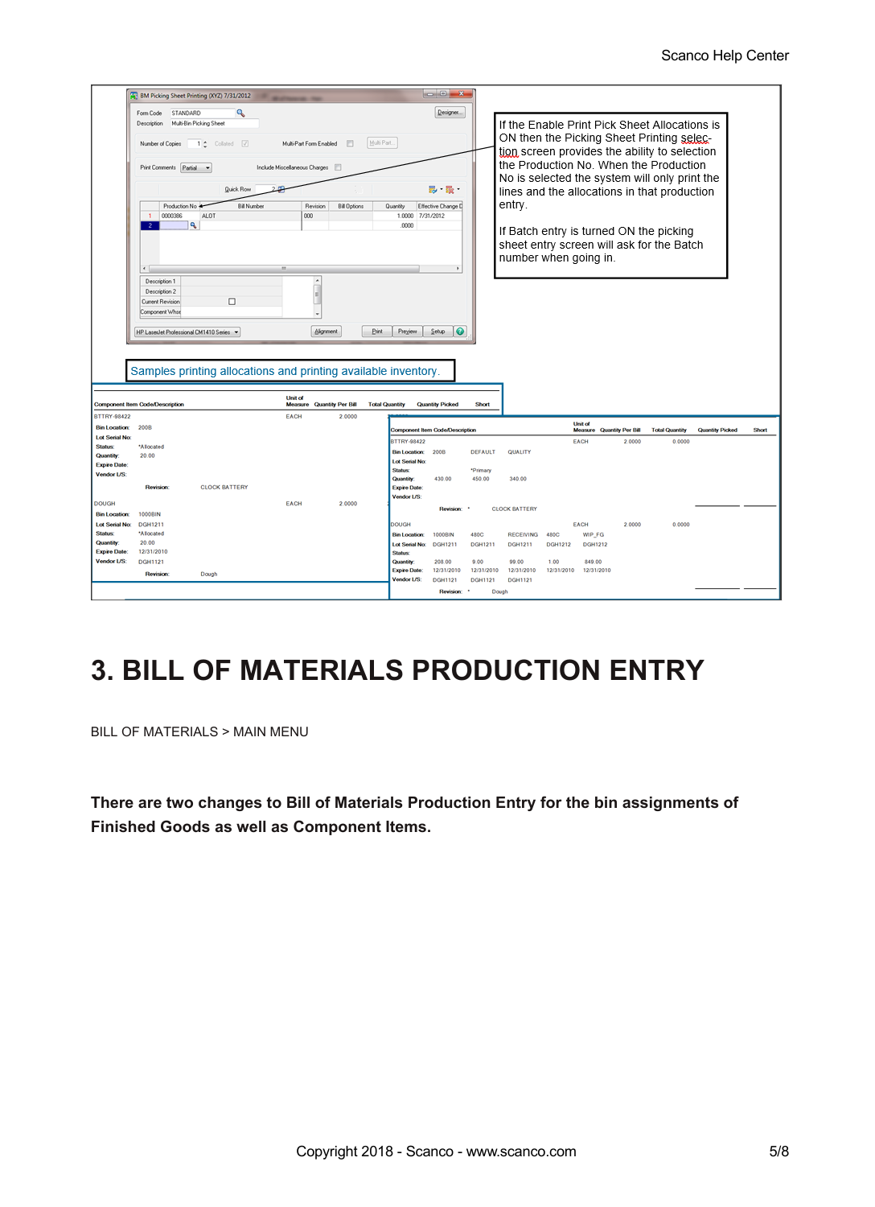If the Enable Print Pick Sheet Allocations is ON then the Picking Sheet Printing selection screen provides the ability to selection the Production No. When the Production No is selected the system will only print the lines and the allocations in that production entry.

If Batch entry is turned ON the picking sheet entry screen will ask for the Batch number when going in.

Samples printing allocations and printing available inventory.

# 3. BILL OF MATERIALS PRODUCTION ENTRY

BILL OF MATERIALS > MAIN MENU

**There are two changes to Bill of Materials Production Entry for the bin assignments of Finished Goods as well as Component Items.**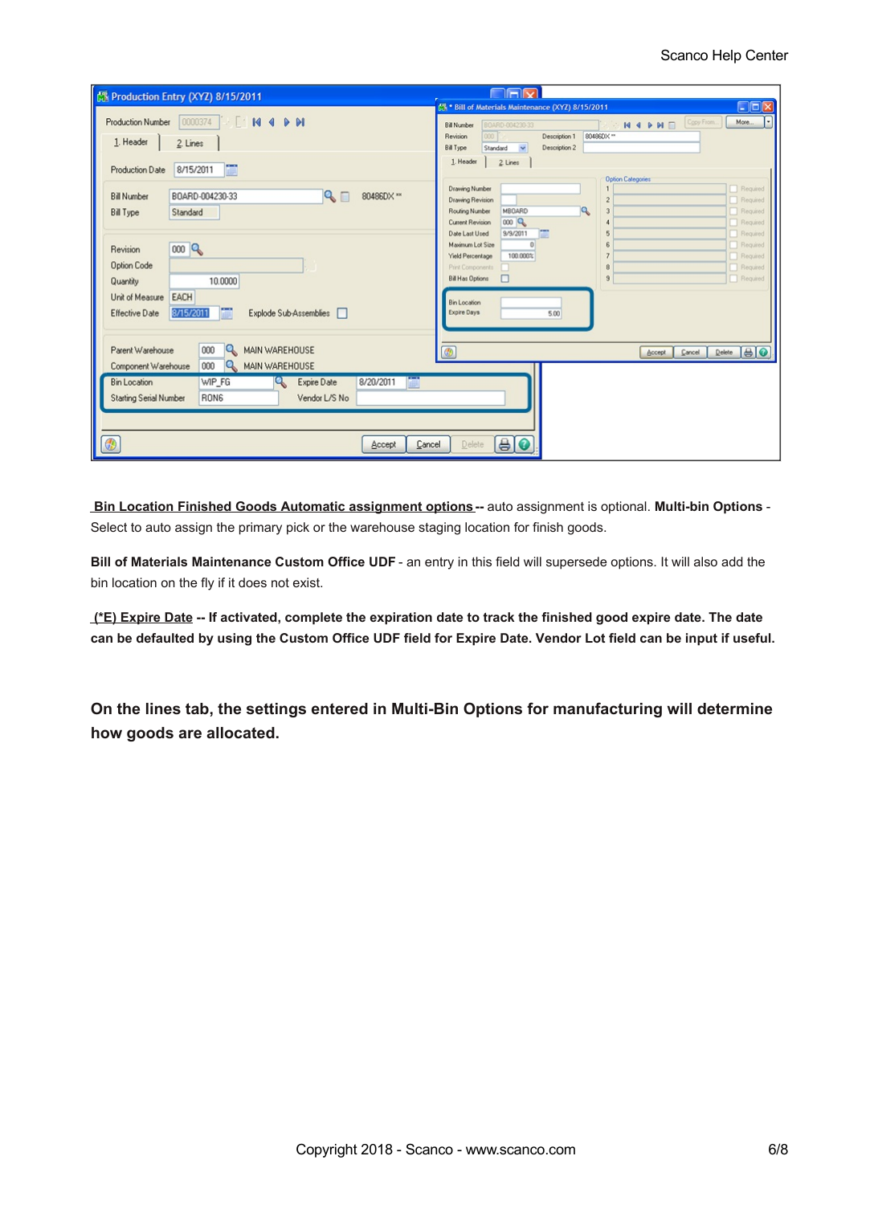**Bin Location Finished Goods Automatic assignment options** -- auto assignment is optional. **Multi-bin Options** - Select to auto assign the primary pick or the warehouse staging location for finish goods.

**Bill of Materials Maintenance Custom Office UDF** - an entry in this field will supersede options. It will also add the bin location on the fly if it does not exist.

**(*E) Expire Date -- If activated, complete the expiration date to track the finished good expire date. The date can be defaulted by using the Custom Office UDF field for Expire Date. Vendor Lot field can be input if useful.**

**On the lines tab, the settings entered in Multi-Bin Options for manufacturing will determine how goods are allocated.**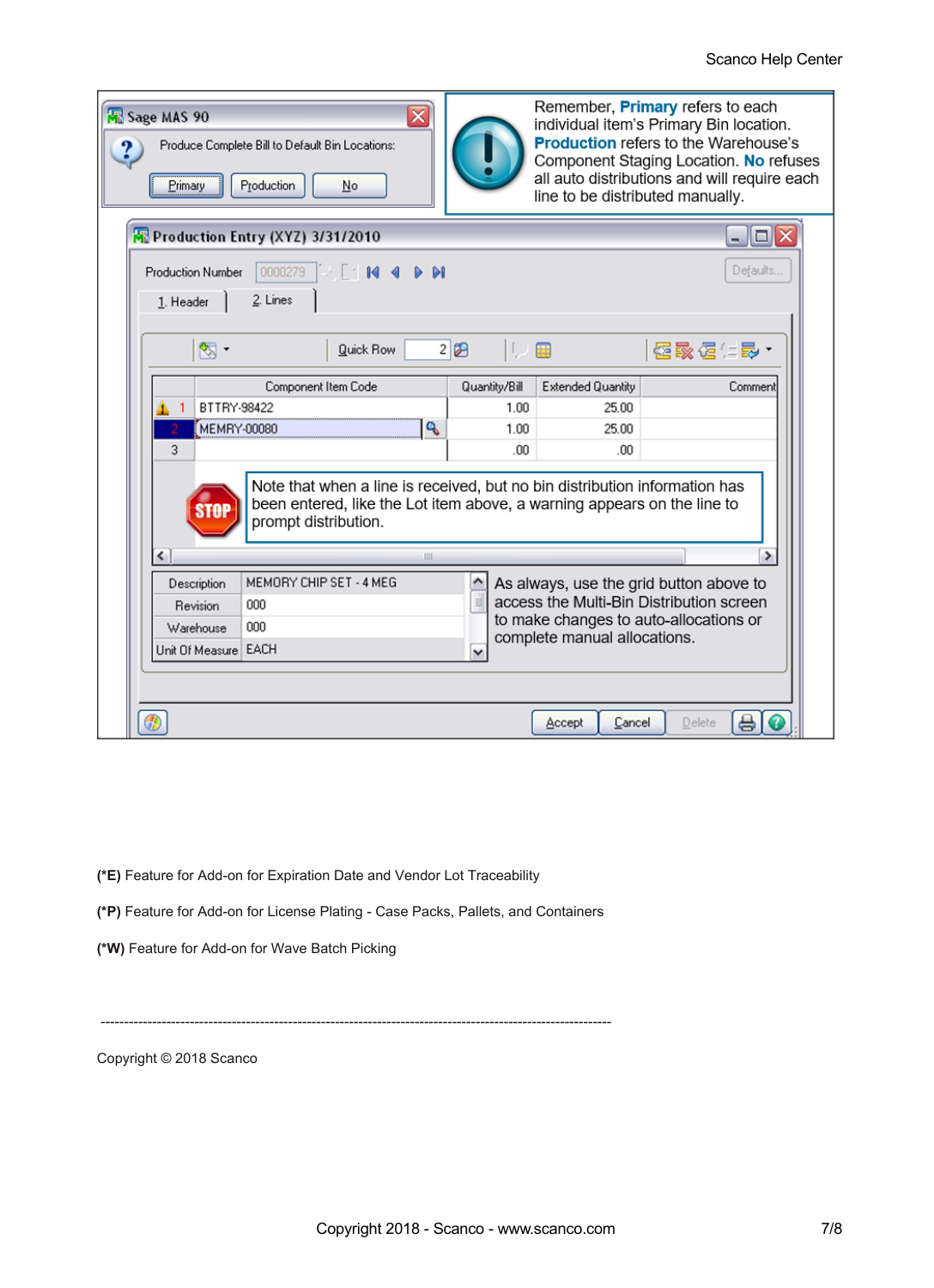Remember, **Primary** refers to each individual item's Primary Bin location. **Production** refers to the Warehouse's Component Staging Location. **No** refuses all auto distributions and will require each line to be distributed manually.

Note that when a line is received, but no bin distribution information has been entered, like the Lot item above, a warning appears on the line to prompt distribution.

As always, use the grid button above to access the Multi-Bin Distribution screen to make changes to auto-allocations or complete manual allocations.

**(*E)** Feature for Add-on for Expiration Date and Vendor Lot Traceability

**(*P)** Feature for Add-on for License Plating - Case Packs, Pallets, and Containers

**(*W)** Feature for Add-on for Wave Batch Picking

---

Copyright © 2018 Scanco